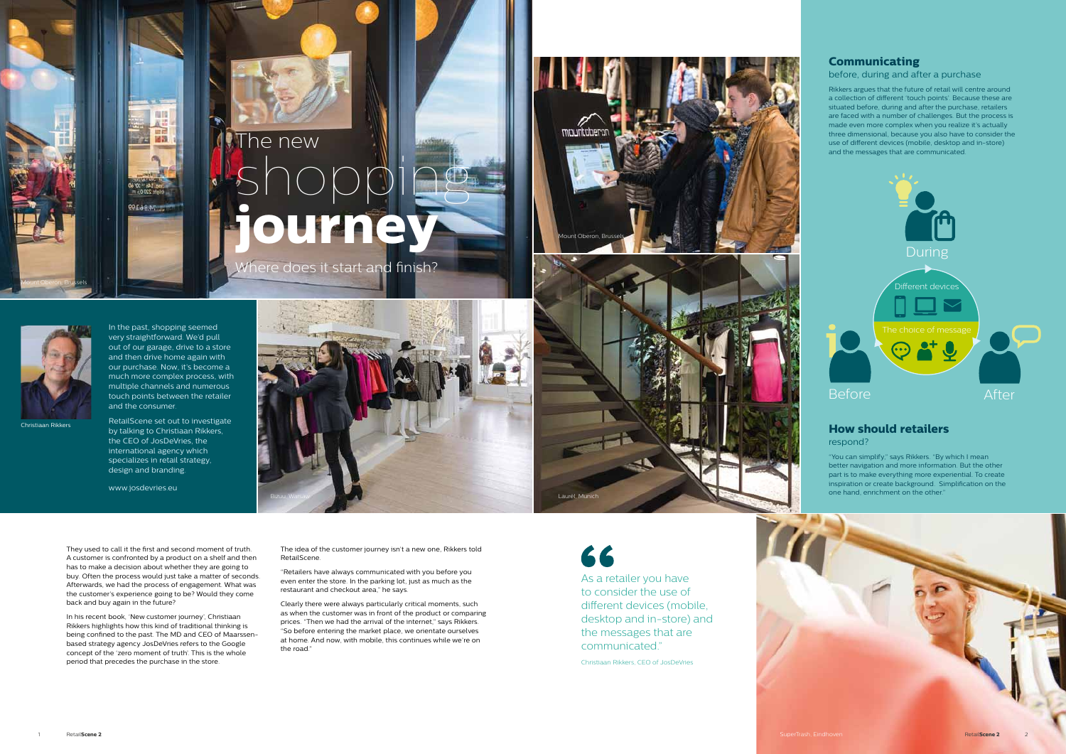# The new shopping journey

Where does it start and finish?

Mount Oberon, Brussels

Christiaan Rikkers

In the past, shopping seemed very straightforward. We'd pull out of our garage, drive to a store and then drive home again with our purchase. Now, it's become a much more complex process, with multiple channels and numerous touch points between the retailer and the consumer.

RetailScene set out to investigate by talking to Christiaan Rikkers, the CEO of JosDeVries, the international agency which specializes in retail strategy, design and branding.

www.josdevries.eu

Bizuu, Warsaw

Mount Oberon, Brussels

Laurel, Munich

They used to call it the first and second moment of truth. A customer is confronted by a product on a shelf and then has to make a decision about whether they are going to buy. Often the process would just take a matter of seconds. Afterwards, we had the process of engagement. What was the customer's experience going to be? Would they come back and buy again in the future?

In his recent book, 'New customer journey', Christiaan Rikkers highlights how this kind of traditional thinking is being confined to the past. The MD and CEO of Maarssen-based strategy agency JosDeVries refers to the Google concept of the 'zero moment of truth'. This is the whole period that precedes the purchase in the store.

The idea of the customer journey isn't a new one, Rikkers told RetailScene.

"Retailers have always communicated with you before you even enter the store. In the parking lot, just as much as the restaurant and checkout area," he says.

Clearly there were always particularly critical moments, such as when the customer was in front of the product or comparing prices. "Then we had the arrival of the internet," says Rikkers. "So before entering the market place, we orientate ourselves at home. And now, with mobile, this continues while we're on the road."

> As a retailer you have to consider the use of different devices (mobile, desktop and in-store) and the messages that are communicated."
>
> Christiaan Rikkers, CEO of JosDeVries

## Communicating

before, during and after a purchase

Rikkers argues that the future of retail will centre around a collection of different 'touch points'. Because these are situated before, during and after the purchase, retailers are faced with a number of challenges. But the process is made even more complex when you realize it's actually three dimensional, because you also have to consider the use of different devices (mobile, desktop and in-store) and the messages that are communicated.

During

Different devices

The choice of message

Before

After

## How should retailers

respond?

"You can simplify," says Rikkers. "By which I mean better navigation and more information. But the other part is to make everything more experiential. To create inspiration or create background. Simplification on the one hand, enrichment on the other."

SuperTrash, Eindhoven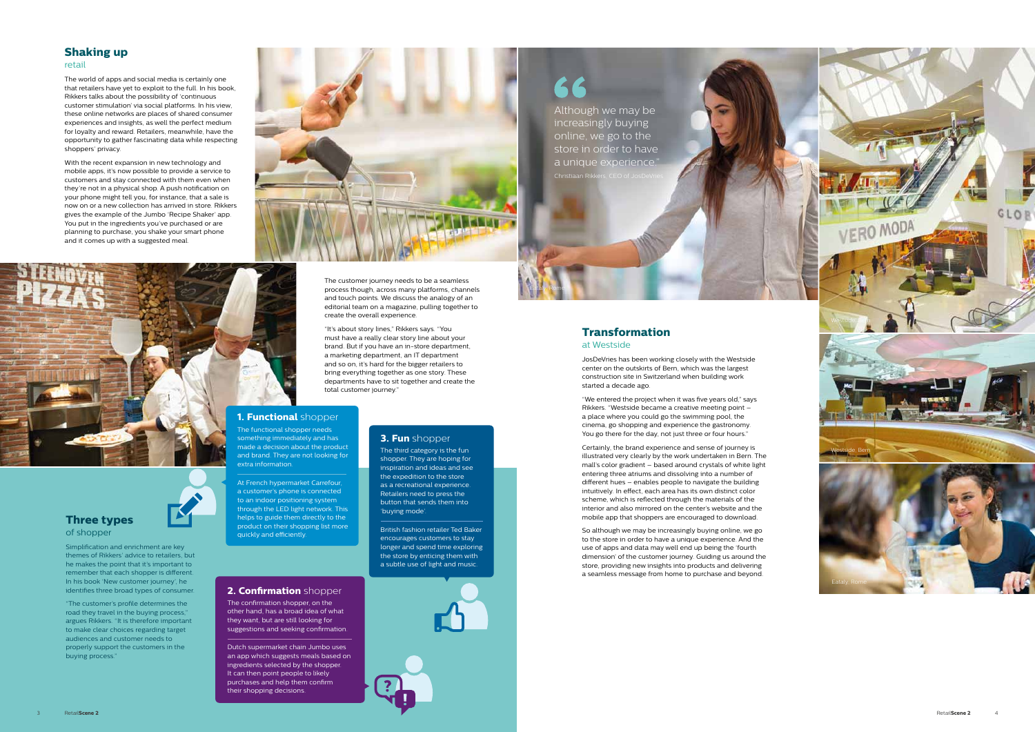## Shaking up

retail

The world of apps and social media is certainly one that retailers have yet to exploit to the full. In his book, Rikkers talks about the possibility of 'continuous customer stimulation' via social platforms. In his view, these online networks are places of shared consumer experiences and insights, as well the perfect medium for loyalty and reward. Retailers, meanwhile, have the opportunity to gather fascinating data while respecting shoppers' privacy.

With the recent expansion in new technology and mobile apps, it's now possible to provide a service to customers and stay connected with them even when they're not in a physical shop. A push notification on your phone might tell you, for instance, that a sale is now on or a new collection has arrived in store. Rikkers gives the example of the Jumbo 'Recipe Shaker' app. You put in the ingredients you've purchased or are planning to purchase, you shake your smart phone and it comes up with a suggested meal.

The customer journey needs to be a seamless process though, across many platforms, channels and touch points. We discuss the analogy of an editorial team on a magazine, pulling together to create the overall experience.

"It's about story lines," Rikkers says. "You must have a really clear story line about your brand. But if you have an in-store department, a marketing department, an IT department and so on, it's hard for the bigger retailers to bring everything together as one story. These departments have to sit together and create the total customer journey."

## Three types

of shopper

Simplification and enrichment are key themes of Rikkers' advice to retailers, but he makes the point that it's important to remember that each shopper is different. In his book 'New customer journey', he identifies three broad types of consumer.

"The customer's profile determines the road they travel in the buying process," argues Rikkers. "It is therefore important to make clear choices regarding target audiences and customer needs to properly support the customers in the buying process."

### 1. Functional shopper

The functional shopper needs something immediately and has made a decision about the product and brand. They are not looking for extra information.

At French hypermarket Carrefour, a customer's phone is connected to an indoor positioning system through the LED light network. This helps to guide them directly to the product on their shopping list more quickly and efficiently.

### 2. Confirmation shopper

The confirmation shopper, on the other hand, has a broad idea of what they want, but are still looking for suggestions and seeking confirmation.

Dutch supermarket chain Jumbo uses an app which suggests meals based on ingredients selected by the shopper. It can then point people to likely purchases and help them confirm their shopping decisions.

### 3. Fun shopper

The third category is the fun shopper. They are hoping for inspiration and ideas and see the expedition to the store as a recreational experience. Retailers need to press the button that sends them into 'buying mode'.

British fashion retailer Ted Baker encourages customers to stay longer and spend time exploring the store by enticing them with a subtle use of light and music.

> "Although we may be increasingly buying online, we go to the store in order to have a unique experience."
>
> Christiaan Rikkers, CEO of JosDeVries

Eataly, Rome

## Transformation

at Westside

JosDeVries has been working closely with the Westside center on the outskirts of Bern, which was the largest construction site in Switzerland when building work started a decade ago.

"We entered the project when it was five years old," says Rikkers. "Westside became a creative meeting point – a place where you could go the swimming pool, the cinema, go shopping and experience the gastronomy. You go there for the day, not just three or four hours."

Certainly, the brand experience and sense of journey is illustrated very clearly by the work undertaken in Bern. The mall's color gradient – based around crystals of white light entering three atriums and dissolving into a number of different hues – enables people to navigate the building intuitively. In effect, each area has its own distinct color scheme, which is reflected through the materials of the interior and also mirrored on the center's website and the mobile app that shoppers are encouraged to download.

So although we may be increasingly buying online, we go to the store in order to have a unique experience. And the use of apps and data may well end up being the 'fourth dimension' of the customer journey. Guiding us around the store, providing new insights into products and delivering a seamless message from home to purchase and beyond.

Westside, Bern

Westside, Bern

Eataly, Rome